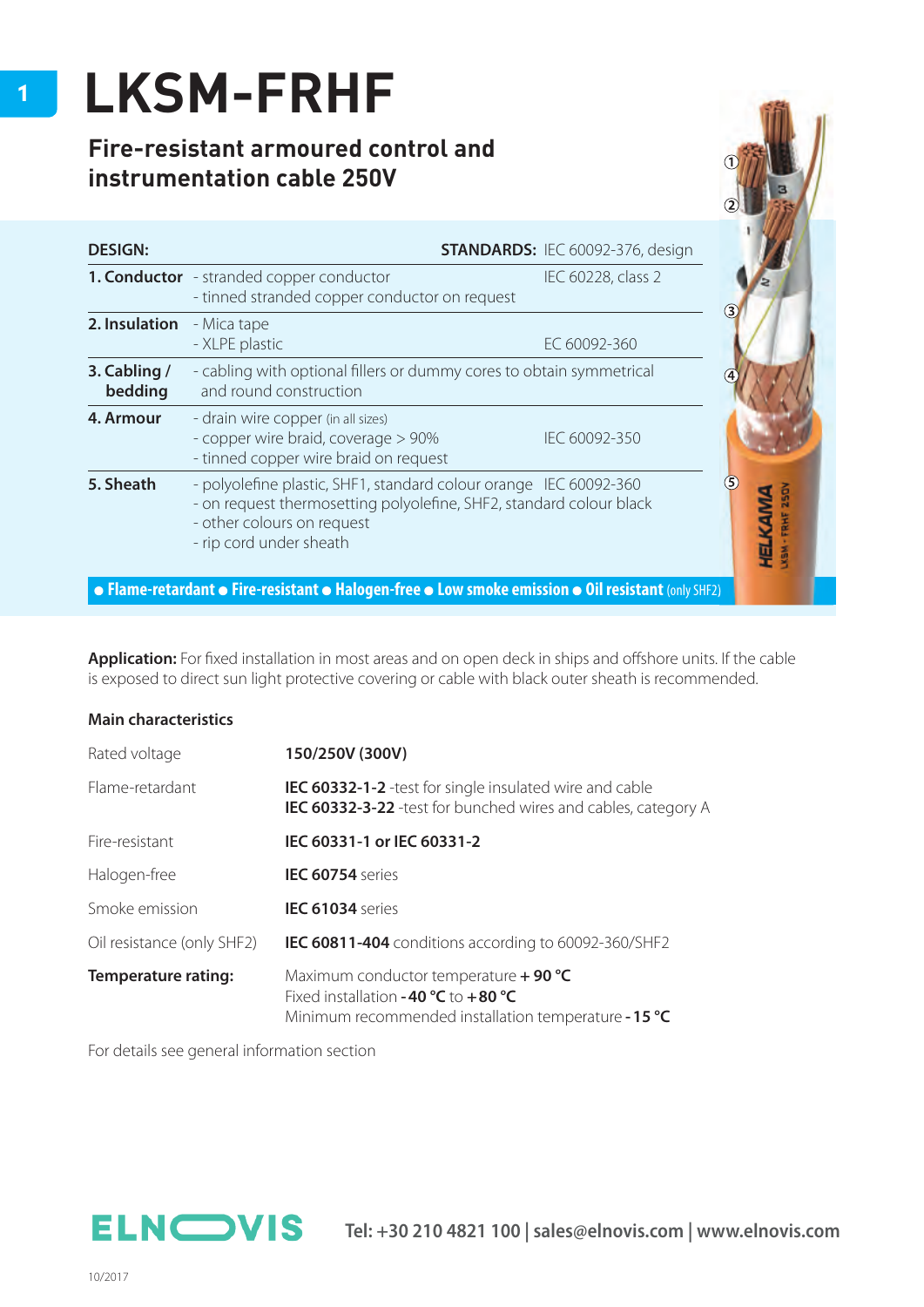# LKSM-FRHF

## Fire-resistant armoured control and instrumentation cable 250V

| DESIGN: | | STANDARDS: IEC 60092-376, design |
|---|---|---|
| **1. Conductor** | - stranded copper conductor<br>- tinned stranded copper conductor on request | IEC 60228, class 2 |
| **2. Insulation** | - Mica tape<br>- XLPE plastic | EC 60092-360 |
| **3. Cabling / bedding** | - cabling with optional fillers or dummy cores to obtain symmetrical and round construction | |
| **4. Armour** | - drain wire copper (in all sizes)<br>- copper wire braid, coverage > 90%<br>- tinned copper wire braid on request | IEC 60092-350 |
| **5. Sheath** | - polyolefine plastic, SHF1, standard colour orange<br>- on request thermosetting polyolefine, SHF2, standard colour black<br>- other colours on request<br>- rip cord under sheath | IEC 60092-360 |

● **Flame-retardant** ● **Fire-resistant** ● **Halogen-free** ● **Low smoke emission** ● **Oil resistant** (only SHF2)

**Application:** For fixed installation in most areas and on open deck in ships and offshore units. If the cable is exposed to direct sun light protective covering or cable with black outer sheath is recommended.

### Main characteristics

| | |
|---|---|
| Rated voltage | **150/250V (300V)** |
| Flame-retardant | **IEC 60332-1-2** -test for single insulated wire and cable<br>**IEC 60332-3-22** -test for bunched wires and cables, category A |
| Fire-resistant | **IEC 60331-1 or IEC 60331-2** |
| Halogen-free | **IEC 60754** series |
| Smoke emission | **IEC 61034** series |
| Oil resistance (only SHF2) | **IEC 60811-404** conditions according to 60092-360/SHF2 |
| **Temperature rating:** | Maximum conductor temperature **+ 90 °C**<br>Fixed installation **- 40 °C** to **+ 80 °C**<br>Minimum recommended installation temperature **- 15 °C** |

For details see general information section

ELNOVIS **Tel: +30 210 4821 100 | sales@elnovis.com | www.elnovis.com**

10/2017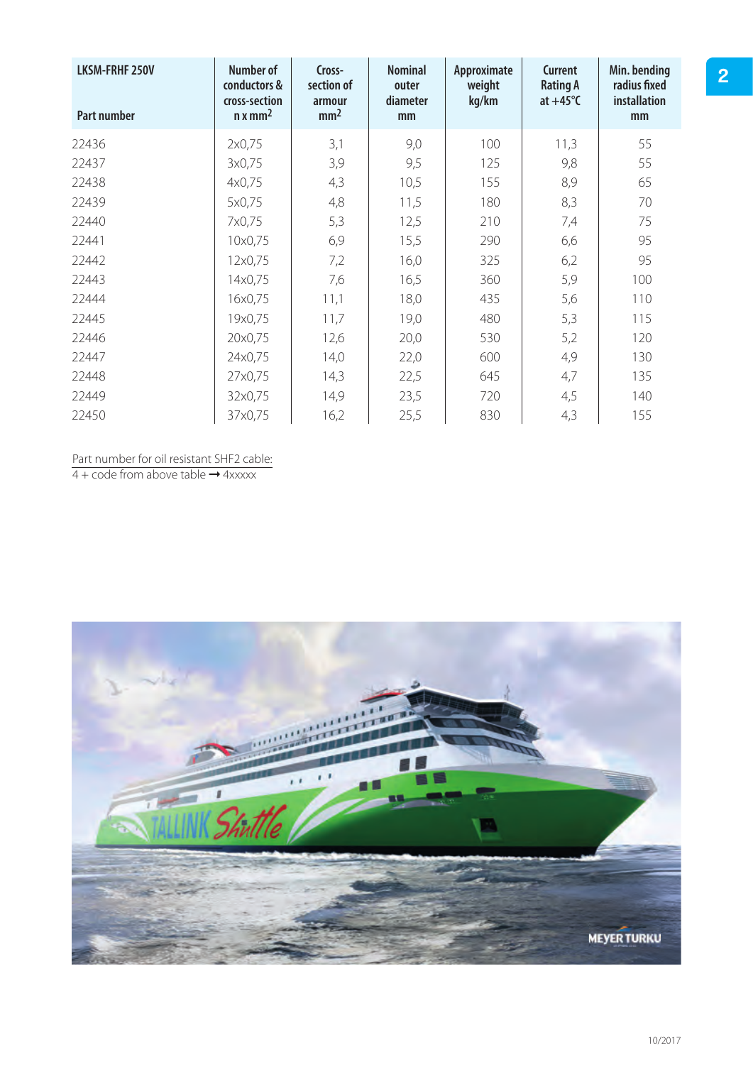| LKSM-FRHF 250V<br><br>Part number | Number of conductors & cross-section n x mm$^2$ | Cross-section of armour mm$^2$ | Nominal outer diameter mm | Approximate weight kg/km | Current Rating A at +45°C | Min. bending radius fixed installation mm |
|---|---|---|---|---|---|---|
| 22436 | 2x0,75 | 3,1 | 9,0 | 100 | 11,3 | 55 |
| 22437 | 3x0,75 | 3,9 | 9,5 | 125 | 9,8 | 55 |
| 22438 | 4x0,75 | 4,3 | 10,5 | 155 | 8,9 | 65 |
| 22439 | 5x0,75 | 4,8 | 11,5 | 180 | 8,3 | 70 |
| 22440 | 7x0,75 | 5,3 | 12,5 | 210 | 7,4 | 75 |
| 22441 | 10x0,75 | 6,9 | 15,5 | 290 | 6,6 | 95 |
| 22442 | 12x0,75 | 7,2 | 16,0 | 325 | 6,2 | 95 |
| 22443 | 14x0,75 | 7,6 | 16,5 | 360 | 5,9 | 100 |
| 22444 | 16x0,75 | 11,1 | 18,0 | 435 | 5,6 | 110 |
| 22445 | 19x0,75 | 11,7 | 19,0 | 480 | 5,3 | 115 |
| 22446 | 20x0,75 | 12,6 | 20,0 | 530 | 5,2 | 120 |
| 22447 | 24x0,75 | 14,0 | 22,0 | 600 | 4,9 | 130 |
| 22448 | 27x0,75 | 14,3 | 22,5 | 645 | 4,7 | 135 |
| 22449 | 32x0,75 | 14,9 | 23,5 | 720 | 4,5 | 140 |
| 22450 | 37x0,75 | 16,2 | 25,5 | 830 | 4,3 | 155 |

Part number for oil resistant SHF2 cable:
4 + code from above table ➞ 4xxxxx

10/2017